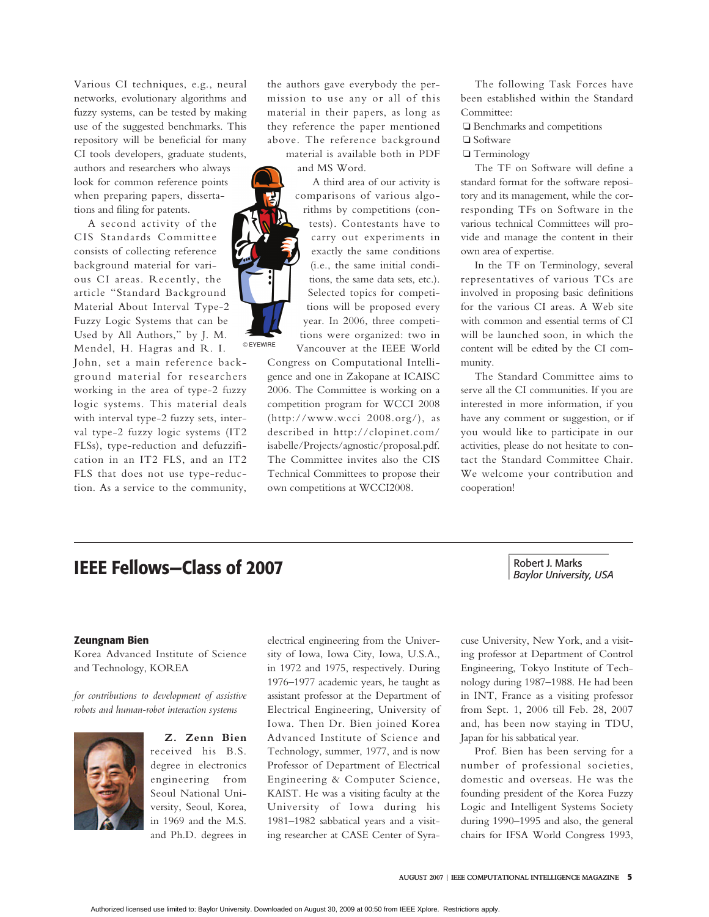Various CI techniques, e.g., neural networks, evolutionary algorithms and fuzzy systems, can be tested by making use of the suggested benchmarks. This repository will be beneficial for many CI tools developers, graduate students, authors and researchers who always look for common reference points when preparing papers, dissertations and filing for patents.

A second activity of the CIS Standards Committee consists of collecting reference background material for various CI areas. Recently, the article "Standard Background Material About Interval Type-2 Fuzzy Logic Systems that can be Used by All Authors," by J. M. Mendel, H. Hagras and R. I. John, set a main reference background material for researchers working in the area of type-2 fuzzy logic systems. This material deals with interval type-2 fuzzy sets, interval type-2 fuzzy logic systems (IT2 FLSs), type-reduction and defuzzification in an IT2 FLS, and an IT2 FLS that does not use type-reduction. As a service to the community, the authors gave everybody the permission to use any or all of this material in their papers, as long as they reference the paper mentioned above. The reference background material is available both in PDF and MS Word.

© EYEWIRE

A third area of our activity is comparisons of various algorithms by competitions (contests). Contestants have to carry out experiments in exactly the same conditions (i.e., the same initial conditions, the same data sets, etc.). Selected topics for competitions will be proposed every year. In 2006, three competitions were organized: two in Vancouver at the IEEE World Congress on Computational Intelligence and one in Zakopane at ICAISC 2006. The Committee is working on a competition program for WCCI 2008 (http://www.wcci 2008.org/), as described in http://clopinet.com/isabelle/Projects/agnostic/proposal.pdf. The Committee invites also the CIS Technical Committees to propose their own competitions at WCCI2008.

The following Task Forces have been established within the Standard Committee:

- Benchmarks and competitions
- Software
- Terminology

The TF on Software will define a standard format for the software repository and its management, while the corresponding TFs on Software in the various technical Committees will provide and manage the content in their own area of expertise.

In the TF on Terminology, several representatives of various TCs are involved in proposing basic definitions for the various CI areas. A Web site with common and essential terms of CI will be launched soon, in which the content will be edited by the CI community.

The Standard Committee aims to serve all the CI communities. If you are interested in more information, if you have any comment or suggestion, or if you would like to participate in our activities, please do not hesitate to contact the Standard Committee Chair. We welcome your contribution and cooperation!

# IEEE Fellows—Class of 2007

Robert J. Marks
*Baylor University, USA*

### Zeungnam Bien

Korea Advanced Institute of Science and Technology, KOREA

*for contributions to development of assistive robots and human-robot interaction systems*

**Z. Zenn Bien** received his B.S. degree in electronics engineering from Seoul National University, Seoul, Korea, in 1969 and the M.S. and Ph.D. degrees in electrical engineering from the University of Iowa, Iowa City, Iowa, U.S.A., in 1972 and 1975, respectively. During 1976–1977 academic years, he taught as assistant professor at the Department of Electrical Engineering, University of Iowa. Then Dr. Bien joined Korea Advanced Institute of Science and Technology, summer, 1977, and is now Professor of Department of Electrical Engineering & Computer Science, KAIST. He was a visiting faculty at the University of Iowa during his 1981–1982 sabbatical years and a visiting researcher at CASE Center of Syracuse University, New York, and a visiting professor at Department of Control Engineering, Tokyo Institute of Technology during 1987–1988. He had been in INT, France as a visiting professor from Sept. 1, 2006 till Feb. 28, 2007 and, has been now staying in TDU, Japan for his sabbatical year.

Prof. Bien has been serving for a number of professional societies, domestic and overseas. He was the founding president of the Korea Fuzzy Logic and Intelligent Systems Society during 1990–1995 and also, the general chairs for IFSA World Congress 1993,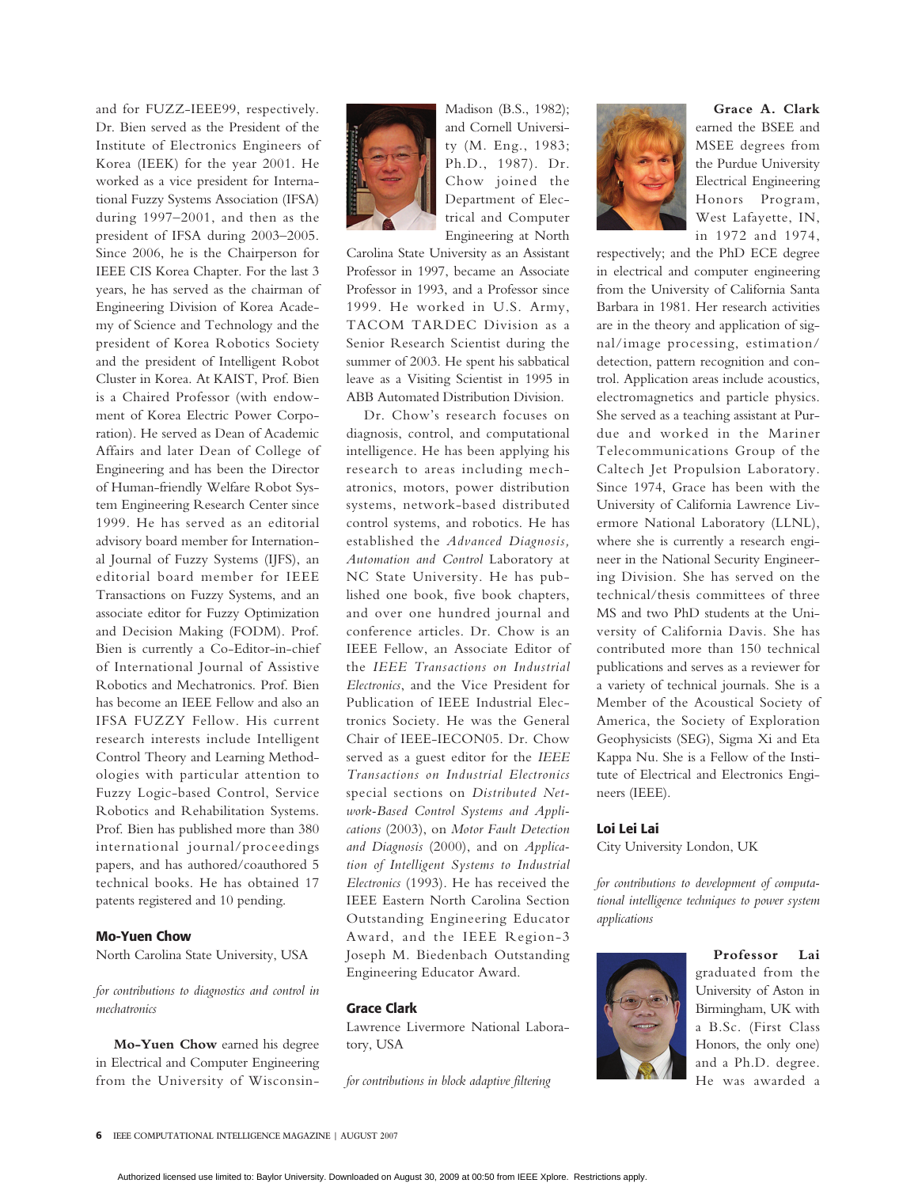and for FUZZ-IEEE99, respectively. Dr. Bien served as the President of the Institute of Electronics Engineers of Korea (IEEK) for the year 2001. He worked as a vice president for International Fuzzy Systems Association (IFSA) during 1997–2001, and then as the president of IFSA during 2003–2005. Since 2006, he is the Chairperson for IEEE CIS Korea Chapter. For the last 3 years, he has served as the chairman of Engineering Division of Korea Academy of Science and Technology and the president of Korea Robotics Society and the president of Intelligent Robot Cluster in Korea. At KAIST, Prof. Bien is a Chaired Professor (with endowment of Korea Electric Power Corporation). He served as Dean of Academic Affairs and later Dean of College of Engineering and has been the Director of Human-friendly Welfare Robot System Engineering Research Center since 1999. He has served as an editorial advisory board member for International Journal of Fuzzy Systems (IJFS), an editorial board member for IEEE Transactions on Fuzzy Systems, and an associate editor for Fuzzy Optimization and Decision Making (FODM). Prof. Bien is currently a Co-Editor-in-chief of International Journal of Assistive Robotics and Mechatronics. Prof. Bien has become an IEEE Fellow and also an IFSA FUZZY Fellow. His current research interests include Intelligent Control Theory and Learning Methodologies with particular attention to Fuzzy Logic-based Control, Service Robotics and Rehabilitation Systems. Prof. Bien has published more than 380 international journal/proceedings papers, and has authored/coauthored 5 technical books. He has obtained 17 patents registered and 10 pending.

## Mo-Yuen Chow

North Carolina State University, USA

*for contributions to diagnostics and control in mechatronics*

**Mo-Yuen Chow** earned his degree in Electrical and Computer Engineering from the University of Wisconsin-Madison (B.S., 1982); and Cornell University (M. Eng., 1983; Ph.D., 1987). Dr. Chow joined the Department of Electrical and Computer Engineering at North Carolina State University as an Assistant Professor in 1997, became an Associate Professor in 1993, and a Professor since 1999. He worked in U.S. Army, TACOM TARDEC Division as a Senior Research Scientist during the summer of 2003. He spent his sabbatical leave as a Visiting Scientist in 1995 in ABB Automated Distribution Division.

Dr. Chow's research focuses on diagnosis, control, and computational intelligence. He has been applying his research to areas including mechatronics, motors, power distribution systems, network-based distributed control systems, and robotics. He has established the *Advanced Diagnosis, Automation and Control* Laboratory at NC State University. He has published one book, five book chapters, and over one hundred journal and conference articles. Dr. Chow is an IEEE Fellow, an Associate Editor of the *IEEE Transactions on Industrial Electronics*, and the Vice President for Publication of IEEE Industrial Electronics Society. He was the General Chair of IEEE-IECON05. Dr. Chow served as a guest editor for the *IEEE Transactions on Industrial Electronics* special sections on *Distributed Network-Based Control Systems and Applications* (2003), on *Motor Fault Detection and Diagnosis* (2000), and on *Application of Intelligent Systems to Industrial Electronics* (1993). He has received the IEEE Eastern North Carolina Section Outstanding Engineering Educator Award, and the IEEE Region-3 Joseph M. Biedenbach Outstanding Engineering Educator Award.

## Grace Clark

Lawrence Livermore National Laboratory, USA

*for contributions in block adaptive filtering*

**Grace A. Clark** earned the BSEE and MSEE degrees from the Purdue University Electrical Engineering Honors Program, West Lafayette, IN, in 1972 and 1974, respectively; and the PhD ECE degree in electrical and computer engineering from the University of California Santa Barbara in 1981. Her research activities are in the theory and application of signal/image processing, estimation/detection, pattern recognition and control. Application areas include acoustics, electromagnetics and particle physics. She served as a teaching assistant at Purdue and worked in the Mariner Telecommunications Group of the Caltech Jet Propulsion Laboratory. Since 1974, Grace has been with the University of California Lawrence Livermore National Laboratory (LLNL), where she is currently a research engineer in the National Security Engineering Division. She has served on the technical/thesis committees of three MS and two PhD students at the University of California Davis. She has contributed more than 150 technical publications and serves as a reviewer for a variety of technical journals. She is a Member of the Acoustical Society of America, the Society of Exploration Geophysicists (SEG), Sigma Xi and Eta Kappa Nu. She is a Fellow of the Institute of Electrical and Electronics Engineers (IEEE).

## Loi Lei Lai

City University London, UK

*for contributions to development of computational intelligence techniques to power system applications*

**Professor Lai** graduated from the University of Aston in Birmingham, UK with a B.Sc. (First Class Honors, the only one) and a Ph.D. degree. He was awarded a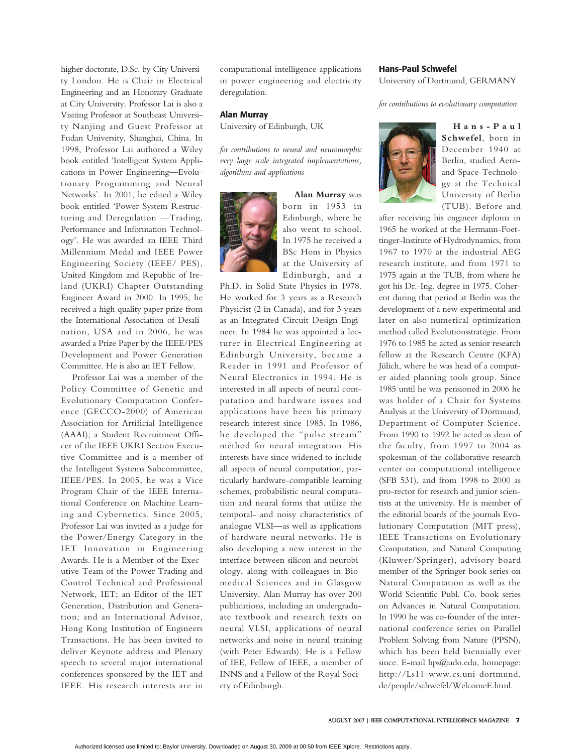higher doctorate, D.Sc. by City University London. He is Chair in Electrical Engineering and an Honorary Graduate at City University. Professor Lai is also a Visiting Professor at Southeast University Nanjing and Guest Professor at Fudan University, Shanghai, China. In 1998, Professor Lai authored a Wiley book entitled 'Intelligent System Applications in Power Engineering—Evolutionary Programming and Neural Networks'. In 2001, he edited a Wiley book entitled 'Power System Restructuring and Deregulation —Trading, Performance and Information Technology'. He was awarded an IEEE Third Millennium Medal and IEEE Power Engineering Society (IEEE/ PES), United Kingdom and Republic of Ireland (UKRI) Chapter Outstanding Engineer Award in 2000. In 1995, he received a high quality paper prize from the International Association of Desalination, USA and in 2006, he was awarded a Prize Paper by the IEEE/PES Development and Power Generation Committee. He is also an IET Fellow.

Professor Lai was a member of the Policy Committee of Genetic and Evolutionary Computation Conference (GECCO-2000) of American Association for Artificial Intelligence (AAAI); a Student Recruitment Officer of the IEEE UKRI Section Executive Committee and is a member of the Intelligent Systems Subcommittee, IEEE/PES. In 2005, he was a Vice Program Chair of the IEEE International Conference on Machine Learning and Cybernetics. Since 2005, Professor Lai was invited as a judge for the Power/Energy Category in the IET Innovation in Engineering Awards. He is a Member of the Executive Team of the Power Trading and Control Technical and Professional Network, IET; an Editor of the IET Generation, Distribution and Generation; and an International Advisor, Hong Kong Institution of Engineers Transactions. He has been invited to deliver Keynote address and Plenary speech to several major international conferences sponsored by the IET and IEEE. His research interests are in computational intelligence applications in power engineering and electricity deregulation.

### Alan Murray

University of Edinburgh, UK

*for contributions to neural and neuromorphic very large scale integrated implementations, algorithms and applications*

**Alan Murray** was born in 1953 in Edinburgh, where he also went to school. In 1975 he received a BSc Hons in Physics at the University of Edinburgh, and a Ph.D. in Solid State Physics in 1978. He worked for 3 years as a Research Physicist (2 in Canada), and for 3 years as an Integrated Circuit Design Engineer. In 1984 he was appointed a lecturer in Electrical Engineering at Edinburgh University, became a Reader in 1991 and Professor of Neural Electronics in 1994. He is interested in all aspects of neural computation and hardware issues and applications have been his primary research interest since 1985. In 1986, he developed the "pulse stream" method for neural integration. His interests have since widened to include all aspects of neural computation, particularly hardware-compatible learning schemes, probabilistic neural computation and neural forms that utilize the temporal- and noisy characteristics of analogue VLSI—as well as applications of hardware neural networks. He is also developing a new interest in the interface between silicon and neurobiology, along with colleagues in Biomedical Sciences and in Glasgow University. Alan Murray has over 200 publications, including an undergraduate textbook and research texts on neural VLSI, applications of neural networks and noise in neural training (with Peter Edwards). He is a Fellow of IEE, Fellow of IEEE, a member of INNS and a Fellow of the Royal Society of Edinburgh.

### Hans-Paul Schwefel

University of Dortmund, GERMANY

*for contributions to evolutionary computation*

**Hans-Paul Schwefel**, born in December 1940 at Berlin, studied Aero- and Space-Technology at the Technical University of Berlin (TUB). Before and after receiving his engineer diploma in 1965 he worked at the Hermann-Foettinger-Institute of Hydrodynamics, from 1967 to 1970 at the industrial AEG research institute, and from 1971 to 1975 again at the TUB, from where he got his Dr.-Ing. degree in 1975. Coherent during that period at Berlin was the development of a new experimental and later on also numerical optimization method called Evolutionsstrategie. From 1976 to 1985 he acted as senior research fellow at the Research Centre (KFA) Jülich, where he was head of a computer aided planning tools group. Since 1985 until he was pensioned in 2006 he was holder of a Chair for Systems Analysis at the University of Dortmund, Department of Computer Science. From 1990 to 1992 he acted as dean of the faculty, from 1997 to 2004 as spokesman of the collaborative research center on computational intelligence (SFB 531), and from 1998 to 2000 as pro-rector for research and junior scientists at the university. He is member of the editorial boards of the journals Evolutionary Computation (MIT press), IEEE Transactions on Evolutionary Computation, and Natural Computing (Kluwer/Springer), advisory board member of the Springer book series on Natural Computation as well as the World Scientific Publ. Co. book series on Advances in Natural Computation. In 1990 he was co-founder of the international conference series on Parallel Problem Solving from Nature (PPSN), which has been held biennially ever since. E-mail hps@udo.edu, homepage: http://Ls11-www.cs.uni-dortmund.de/people/schwefel/WelcomeE.html.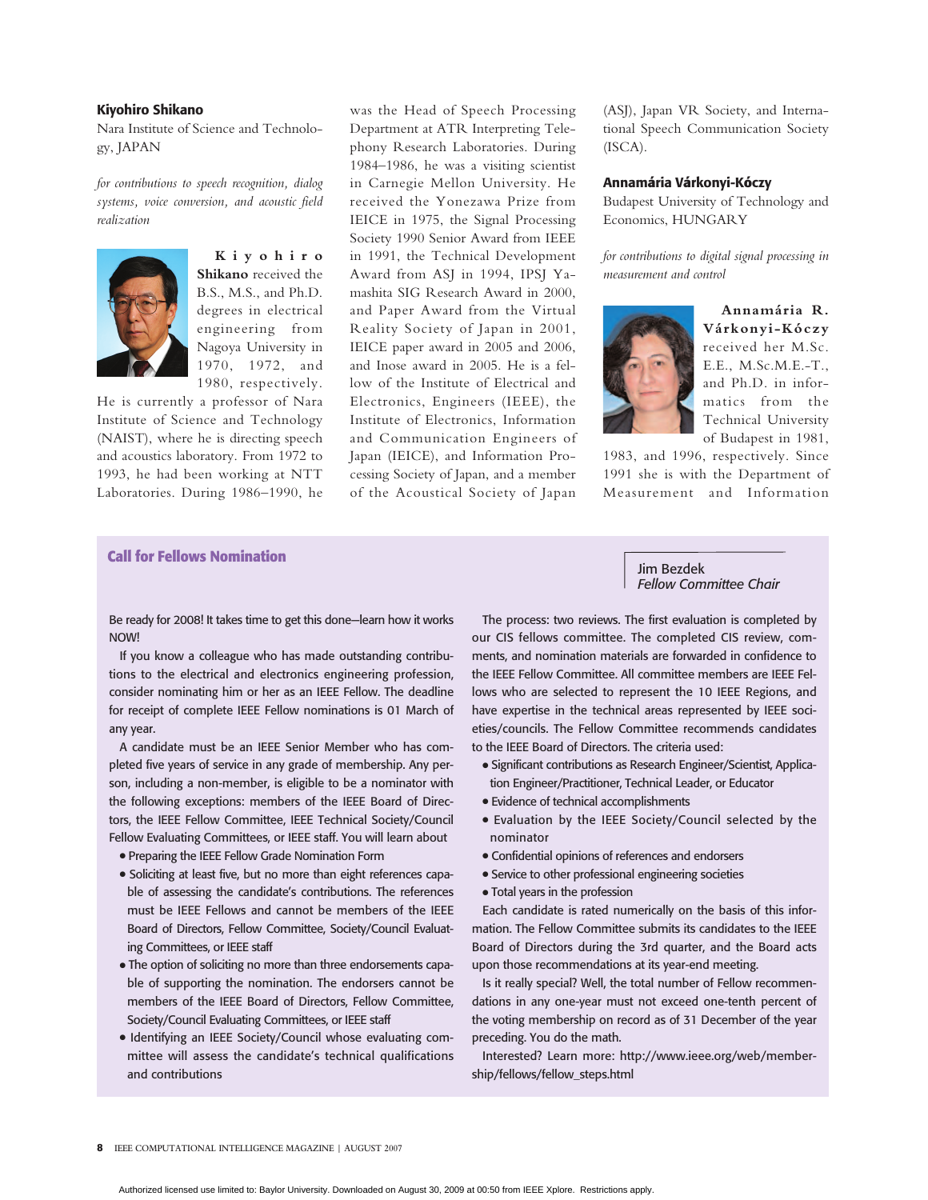### Kiyohiro Shikano

Nara Institute of Science and Technology, JAPAN

*for contributions to speech recognition, dialog systems, voice conversion, and acoustic field realization*

**Kiyohiro Shikano** received the B.S., M.S., and Ph.D. degrees in electrical engineering from Nagoya University in 1970, 1972, and 1980, respectively. He is currently a professor of Nara Institute of Science and Technology (NAIST), where he is directing speech and acoustics laboratory. From 1972 to 1993, he had been working at NTT Laboratories. During 1986–1990, he was the Head of Speech Processing Department at ATR Interpreting Telephony Research Laboratories. During 1984–1986, he was a visiting scientist in Carnegie Mellon University. He received the Yonezawa Prize from IEICE in 1975, the Signal Processing Society 1990 Senior Award from IEEE in 1991, the Technical Development Award from ASJ in 1994, IPSJ Yamashita SIG Research Award in 2000, and Paper Award from the Virtual Reality Society of Japan in 2001, IEICE paper award in 2005 and 2006, and Inose award in 2005. He is a fellow of the Institute of Electrical and Electronics, Engineers (IEEE), the Institute of Electronics, Information and Communication Engineers of Japan (IEICE), and Information Processing Society of Japan, and a member of the Acoustical Society of Japan (ASJ), Japan VR Society, and International Speech Communication Society (ISCA).

### Annamária Várkonyi-Kóczy

Budapest University of Technology and Economics, HUNGARY

*for contributions to digital signal processing in measurement and control*

**Annamária R. Várkonyi-Kóczy** received her M.Sc. E.E., M.Sc.M.E.-T., and Ph.D. in informatics from the Technical University of Budapest in 1981, 1983, and 1996, respectively. Since 1991 she is with the Department of Measurement and Information

## Call for Fellows Nomination

Jim Bezdek
*Fellow Committee Chair*

Be ready for 2008! It takes time to get this done—learn how it works NOW!

If you know a colleague who has made outstanding contributions to the electrical and electronics engineering profession, consider nominating him or her as an IEEE Fellow. The deadline for receipt of complete IEEE Fellow nominations is 01 March of any year.

A candidate must be an IEEE Senior Member who has completed five years of service in any grade of membership. Any person, including a non-member, is eligible to be a nominator with the following exceptions: members of the IEEE Board of Directors, the IEEE Fellow Committee, IEEE Technical Society/Council Fellow Evaluating Committees, or IEEE staff. You will learn about

- Preparing the IEEE Fellow Grade Nomination Form
- Soliciting at least five, but no more than eight references capable of assessing the candidate's contributions. The references must be IEEE Fellows and cannot be members of the IEEE Board of Directors, Fellow Committee, Society/Council Evaluating Committees, or IEEE staff
- The option of soliciting no more than three endorsements capable of supporting the nomination. The endorsers cannot be members of the IEEE Board of Directors, Fellow Committee, Society/Council Evaluating Committees, or IEEE staff
- Identifying an IEEE Society/Council whose evaluating committee will assess the candidate's technical qualifications and contributions

The process: two reviews. The first evaluation is completed by our CIS fellows committee. The completed CIS review, comments, and nomination materials are forwarded in confidence to the IEEE Fellow Committee. All committee members are IEEE Fellows who are selected to represent the 10 IEEE Regions, and have expertise in the technical areas represented by IEEE societies/councils. The Fellow Committee recommends candidates to the IEEE Board of Directors. The criteria used:

- Significant contributions as Research Engineer/Scientist, Application Engineer/Practitioner, Technical Leader, or Educator
- Evidence of technical accomplishments
- Evaluation by the IEEE Society/Council selected by the nominator
- Confidential opinions of references and endorsers
- Service to other professional engineering societies
- Total years in the profession

Each candidate is rated numerically on the basis of this information. The Fellow Committee submits its candidates to the IEEE Board of Directors during the 3rd quarter, and the Board acts upon those recommendations at its year-end meeting.

Is it really special? Well, the total number of Fellow recommendations in any one-year must not exceed one-tenth percent of the voting membership on record as of 31 December of the year preceding. You do the math.

Interested? Learn more: http://www.ieee.org/web/membership/fellows/fellow_steps.html